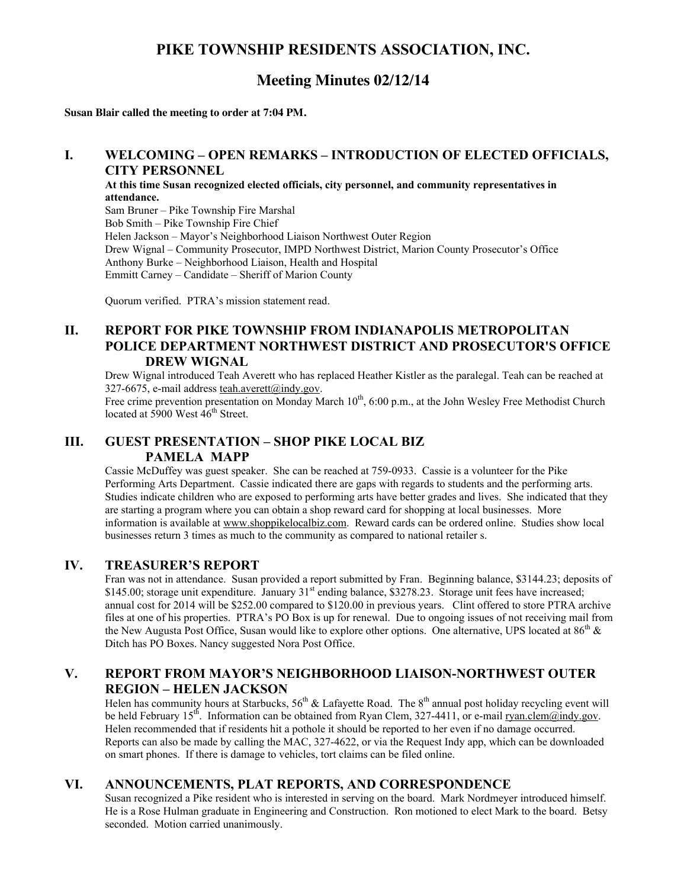# PIKE TOWNSHIP RESIDENTS ASSOCIATION, INC.

## Meeting Minutes 02/12/14

**Susan Blair called the meeting to order at 7:04 PM.**

### I. WELCOMING – OPEN REMARKS – INTRODUCTION OF ELECTED OFFICIALS, CITY PERSONNEL

**At this time Susan recognized elected officials, city personnel, and community representatives in attendance.**

Sam Bruner – Pike Township Fire Marshal
Bob Smith – Pike Township Fire Chief
Helen Jackson – Mayor's Neighborhood Liaison Northwest Outer Region
Drew Wignal – Community Prosecutor, IMPD Northwest District, Marion County Prosecutor's Office
Anthony Burke – Neighborhood Liaison, Health and Hospital
Emmitt Carney – Candidate – Sheriff of Marion County

Quorum verified. PTRA's mission statement read.

### II. REPORT FOR PIKE TOWNSHIP FROM INDIANAPOLIS METROPOLITAN POLICE DEPARTMENT NORTHWEST DISTRICT AND PROSECUTOR'S OFFICE DREW WIGNAL

Drew Wignal introduced Teah Averett who has replaced Heather Kistler as the paralegal. Teah can be reached at 327-6675, e-mail address teah.averett@indy.gov.
Free crime prevention presentation on Monday March 10th, 6:00 p.m., at the John Wesley Free Methodist Church located at 5900 West 46th Street.

### III. GUEST PRESENTATION – SHOP PIKE LOCAL BIZ PAMELA MAPP

Cassie McDuffey was guest speaker. She can be reached at 759-0933. Cassie is a volunteer for the Pike Performing Arts Department. Cassie indicated there are gaps with regards to students and the performing arts. Studies indicate children who are exposed to performing arts have better grades and lives. She indicated that they are starting a program where you can obtain a shop reward card for shopping at local businesses. More information is available at www.shoppikelocalbiz.com. Reward cards can be ordered online. Studies show local businesses return 3 times as much to the community as compared to national retailer s.

### IV. TREASURER'S REPORT

Fran was not in attendance. Susan provided a report submitted by Fran. Beginning balance, $3144.23; deposits of $145.00; storage unit expenditure. January 31st ending balance, $3278.23. Storage unit fees have increased; annual cost for 2014 will be $252.00 compared to $120.00 in previous years. Clint offered to store PTRA archive files at one of his properties. PTRA's PO Box is up for renewal. Due to ongoing issues of not receiving mail from the New Augusta Post Office, Susan would like to explore other options. One alternative, UPS located at 86th & Ditch has PO Boxes. Nancy suggested Nora Post Office.

### V. REPORT FROM MAYOR'S NEIGHBORHOOD LIAISON-NORTHWEST OUTER REGION – HELEN JACKSON

Helen has community hours at Starbucks, 56th & Lafayette Road. The 8th annual post holiday recycling event will be held February 15th. Information can be obtained from Ryan Clem, 327-4411, or e-mail ryan.clem@indy.gov. Helen recommended that if residents hit a pothole it should be reported to her even if no damage occurred. Reports can also be made by calling the MAC, 327-4622, or via the Request Indy app, which can be downloaded on smart phones. If there is damage to vehicles, tort claims can be filed online.

### VI. ANNOUNCEMENTS, PLAT REPORTS, AND CORRESPONDENCE

Susan recognized a Pike resident who is interested in serving on the board. Mark Nordmeyer introduced himself. He is a Rose Hulman graduate in Engineering and Construction. Ron motioned to elect Mark to the board. Betsy seconded. Motion carried unanimously.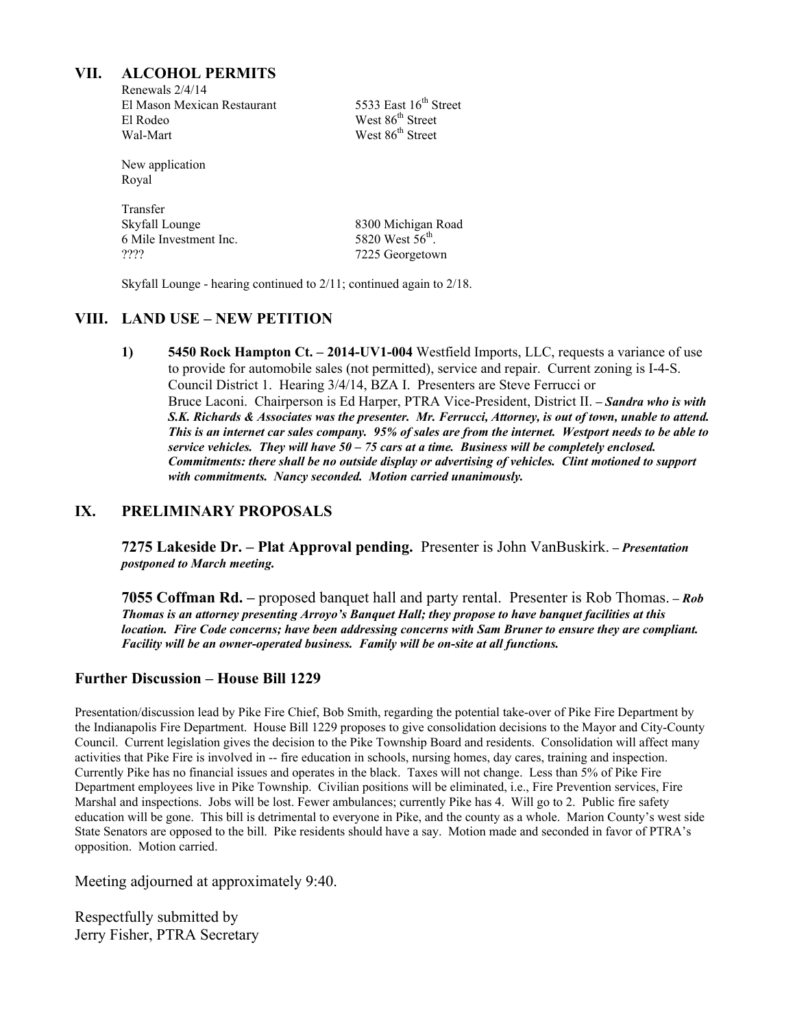## VII. ALCOHOL PERMITS

Renewals 2/4/14

| | |
|---|---|
| El Mason Mexican Restaurant | 5533 East 16th Street |
| El Rodeo | West 86th Street |
| Wal-Mart | West 86th Street |

New application
Royal

Transfer

| | |
|---|---|
| Skyfall Lounge | 8300 Michigan Road |
| 6 Mile Investment Inc. | 5820 West 56th. |
| ???? | 7225 Georgetown |

Skyfall Lounge - hearing continued to 2/11; continued again to 2/18.

## VIII. LAND USE – NEW PETITION

1) **5450 Rock Hampton Ct. – 2014-UV1-004** Westfield Imports, LLC, requests a variance of use to provide for automobile sales (not permitted), service and repair. Current zoning is I-4-S. Council District 1. Hearing 3/4/14, BZA I. Presenters are Steve Ferrucci or Bruce Laconi. Chairperson is Ed Harper, PTRA Vice-President, District II. – ***Sandra who is with S.K. Richards & Associates was the presenter. Mr. Ferrucci, Attorney, is out of town, unable to attend. This is an internet car sales company. 95% of sales are from the internet. Westport needs to be able to service vehicles. They will have 50 – 75 cars at a time. Business will be completely enclosed. Commitments: there shall be no outside display or advertising of vehicles. Clint motioned to support with commitments. Nancy seconded. Motion carried unanimously.***

## IX. PRELIMINARY PROPOSALS

**7275 Lakeside Dr. – Plat Approval pending.** Presenter is John VanBuskirk. – ***Presentation postponed to March meeting.***

**7055 Coffman Rd. –** proposed banquet hall and party rental. Presenter is Rob Thomas. – ***Rob Thomas is an attorney presenting Arroyo's Banquet Hall; they propose to have banquet facilities at this location. Fire Code concerns; have been addressing concerns with Sam Bruner to ensure they are compliant. Facility will be an owner-operated business. Family will be on-site at all functions.***

### Further Discussion – House Bill 1229

Presentation/discussion lead by Pike Fire Chief, Bob Smith, regarding the potential take-over of Pike Fire Department by the Indianapolis Fire Department. House Bill 1229 proposes to give consolidation decisions to the Mayor and City-County Council. Current legislation gives the decision to the Pike Township Board and residents. Consolidation will affect many activities that Pike Fire is involved in -- fire education in schools, nursing homes, day cares, training and inspection. Currently Pike has no financial issues and operates in the black. Taxes will not change. Less than 5% of Pike Fire Department employees live in Pike Township. Civilian positions will be eliminated, i.e., Fire Prevention services, Fire Marshal and inspections. Jobs will be lost. Fewer ambulances; currently Pike has 4. Will go to 2. Public fire safety education will be gone. This bill is detrimental to everyone in Pike, and the county as a whole. Marion County's west side State Senators are opposed to the bill. Pike residents should have a say. Motion made and seconded in favor of PTRA's opposition. Motion carried.

Meeting adjourned at approximately 9:40.

Respectfully submitted by
Jerry Fisher, PTRA Secretary